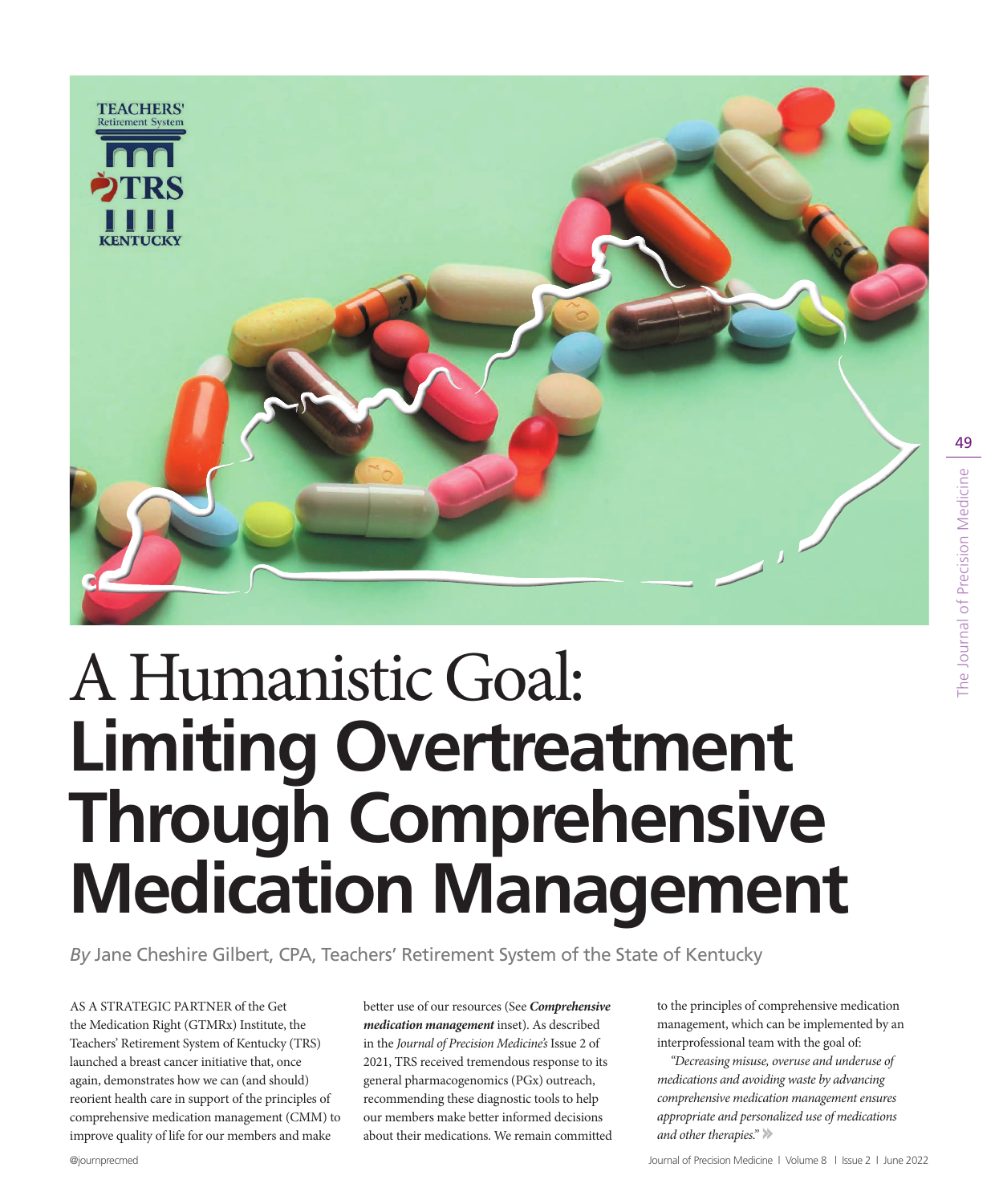# A Humanistic Goal: **Limiting Overtreatment Through Comprehensive Medication Management**

*By* Jane Cheshire Gilbert, CPA, Teachers' Retirement System of the State of Kentucky

AS A STRATEGIC PARTNER of the Get the Medication Right (GTMRx) Institute, the Teachers' Retirement System of Kentucky (TRS) launched a breast cancer initiative that, once again, demonstrates how we can (and should) reorient health care in support of the principles of comprehensive medication management (CMM) to improve quality of life for our members and make better use of our resources (See ***Comprehensive medication management*** inset). As described in the *Journal of Precision Medicine's* Issue 2 of 2021, TRS received tremendous response to its general pharmacogenomics (PGx) outreach, recommending these diagnostic tools to help our members make better informed decisions about their medications. We remain committed to the principles of comprehensive medication management, which can be implemented by an interprofessional team with the goal of:

*"Decreasing misuse, overuse and underuse of medications and avoiding waste by advancing comprehensive medication management ensures appropriate and personalized use of medications and other therapies."*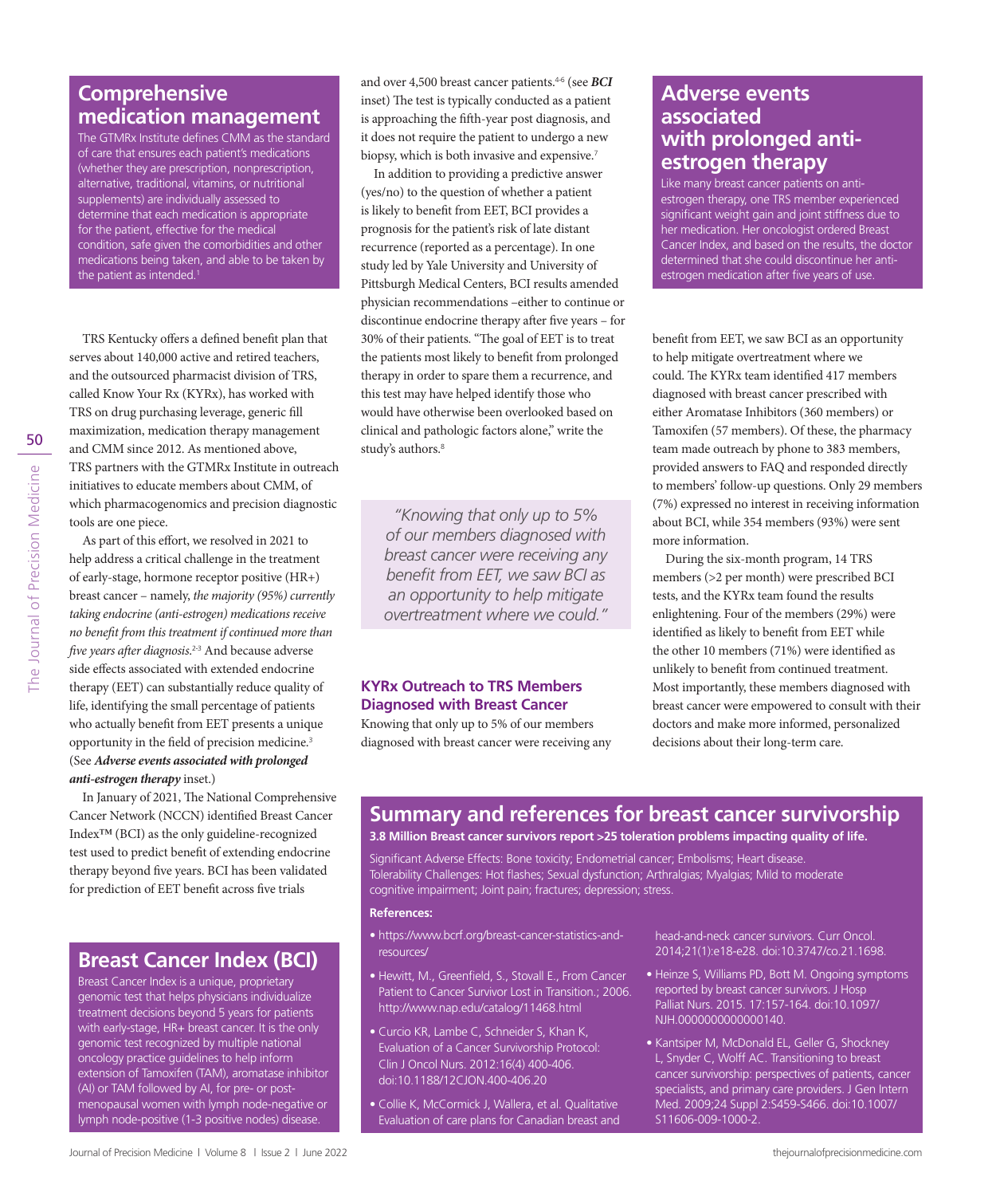## Comprehensive medication management

The GTMRx Institute defines CMM as the standard of care that ensures each patient's medications (whether they are prescription, nonprescription, alternative, traditional, vitamins, or nutritional supplements) are individually assessed to determine that each medication is appropriate for the patient, effective for the medical condition, safe given the comorbidities and other medications being taken, and able to be taken by the patient as intended.[1]

TRS Kentucky offers a defined benefit plan that serves about 140,000 active and retired teachers, and the outsourced pharmacist division of TRS, called Know Your Rx (KYRx), has worked with TRS on drug purchasing leverage, generic fill maximization, medication therapy management and CMM since 2012. As mentioned above, TRS partners with the GTMRx Institute in outreach initiatives to educate members about CMM, of which pharmacogenomics and precision diagnostic tools are one piece.

As part of this effort, we resolved in 2021 to help address a critical challenge in the treatment of early-stage, hormone receptor positive (HR+) breast cancer – namely, *the majority (95%) currently taking endocrine (anti-estrogen) medications receive no benefit from this treatment if continued more than five years after diagnosis*.[2-3] And because adverse side effects associated with extended endocrine therapy (EET) can substantially reduce quality of life, identifying the small percentage of patients who actually benefit from EET presents a unique opportunity in the field of precision medicine.[3] (See ***Adverse events associated with prolonged anti-estrogen therapy*** inset.)

In January of 2021, The National Comprehensive Cancer Network (NCCN) identified Breast Cancer Index™ (BCI) as the only guideline-recognized test used to predict benefit of extending endocrine therapy beyond five years. BCI has been validated for prediction of EET benefit across five trials and over 4,500 breast cancer patients.[4-6] (see ***BCI*** inset) The test is typically conducted as a patient is approaching the fifth-year post diagnosis, and it does not require the patient to undergo a new biopsy, which is both invasive and expensive.[7]

In addition to providing a predictive answer (yes/no) to the question of whether a patient is likely to benefit from EET, BCI provides a prognosis for the patient's risk of late distant recurrence (reported as a percentage). In one study led by Yale University and University of Pittsburgh Medical Centers, BCI results amended physician recommendations –either to continue or discontinue endocrine therapy after five years – for 30% of their patients. "The goal of EET is to treat the patients most likely to benefit from prolonged therapy in order to spare them a recurrence, and this test may have helped identify those who would have otherwise been overlooked based on clinical and pathologic factors alone," write the study's authors.[8]

## Breast Cancer Index (BCI)

Breast Cancer Index is a unique, proprietary genomic test that helps physicians individualize treatment decisions beyond 5 years for patients with early-stage, HR+ breast cancer. It is the only genomic test recognized by multiple national oncology practice guidelines to help inform extension of Tamoxifen (TAM), aromatase inhibitor (AI) or TAM followed by AI, for pre- or post-menopausal women with lymph node-negative or lymph node-positive (1-3 positive nodes) disease.

> *"Knowing that only up to 5% of our members diagnosed with breast cancer were receiving any benefit from EET, we saw BCI as an opportunity to help mitigate overtreatment where we could."*

### KYRx Outreach to TRS Members Diagnosed with Breast Cancer

Knowing that only up to 5% of our members diagnosed with breast cancer were receiving any benefit from EET, we saw BCI as an opportunity to help mitigate overtreatment where we could. The KYRx team identified 417 members diagnosed with breast cancer prescribed with either Aromatase Inhibitors (360 members) or Tamoxifen (57 members). Of these, the pharmacy team made outreach by phone to 383 members, provided answers to FAQ and responded directly to members' follow-up questions. Only 29 members (7%) expressed no interest in receiving information about BCI, while 354 members (93%) were sent more information.

During the six-month program, 14 TRS members (>2 per month) were prescribed BCI tests, and the KYRx team found the results enlightening. Four of the members (29%) were identified as likely to benefit from EET while the other 10 members (71%) were identified as unlikely to benefit from continued treatment. Most importantly, these members diagnosed with breast cancer were empowered to consult with their doctors and make more informed, personalized decisions about their long-term care.

## Adverse events associated with prolonged anti-estrogen therapy

Like many breast cancer patients on anti-estrogen therapy, one TRS member experienced significant weight gain and joint stiffness due to her medication. Her oncologist ordered Breast Cancer Index, and based on the results, the doctor determined that she could discontinue her anti-estrogen medication after five years of use.

## Summary and references for breast cancer survivorship

**3.8 Million Breast cancer survivors report >25 toleration problems impacting quality of life.**

Significant Adverse Effects: Bone toxicity; Endometrial cancer; Embolisms; Heart disease.
Tolerability Challenges: Hot flashes; Sexual dysfunction; Arthralgias; Myalgias; Mild to moderate cognitive impairment; Joint pain; fractures; depression; stress.

**References:**

- https://www.bcrf.org/breast-cancer-statistics-and-resources/
- Hewitt, M., Greenfield, S., Stovall E., From Cancer Patient to Cancer Survivor Lost in Transition.; 2006. http://www.nap.edu/catalog/11468.html
- Curcio KR, Lambe C, Schneider S, Khan K, Evaluation of a Cancer Survivorship Protocol: Clin J Oncol Nurs. 2012:16(4) 400-406. doi:10.1188/12CJON.400-406.20
- Collie K, McCormick J, Wallera, et al. Qualitative Evaluation of care plans for Canadian breast and head-and-neck cancer survivors. Curr Oncol. 2014;21(1):e18-e28. doi:10.3747/co.21.1698.
- Heinze S, Williams PD, Bott M. Ongoing symptoms reported by breast cancer survivors. J Hosp Palliat Nurs. 2015. 17:157-164. doi:10.1097/NJH.0000000000000140.
- Kantsiper M, McDonald EL, Geller G, Shockney L, Snyder C, Wolff AC. Transitioning to breast cancer survivorship: perspectives of patients, cancer specialists, and primary care providers. J Gen Intern Med. 2009;24 Suppl 2:S459-S466. doi:10.1007/S11606-009-1000-2.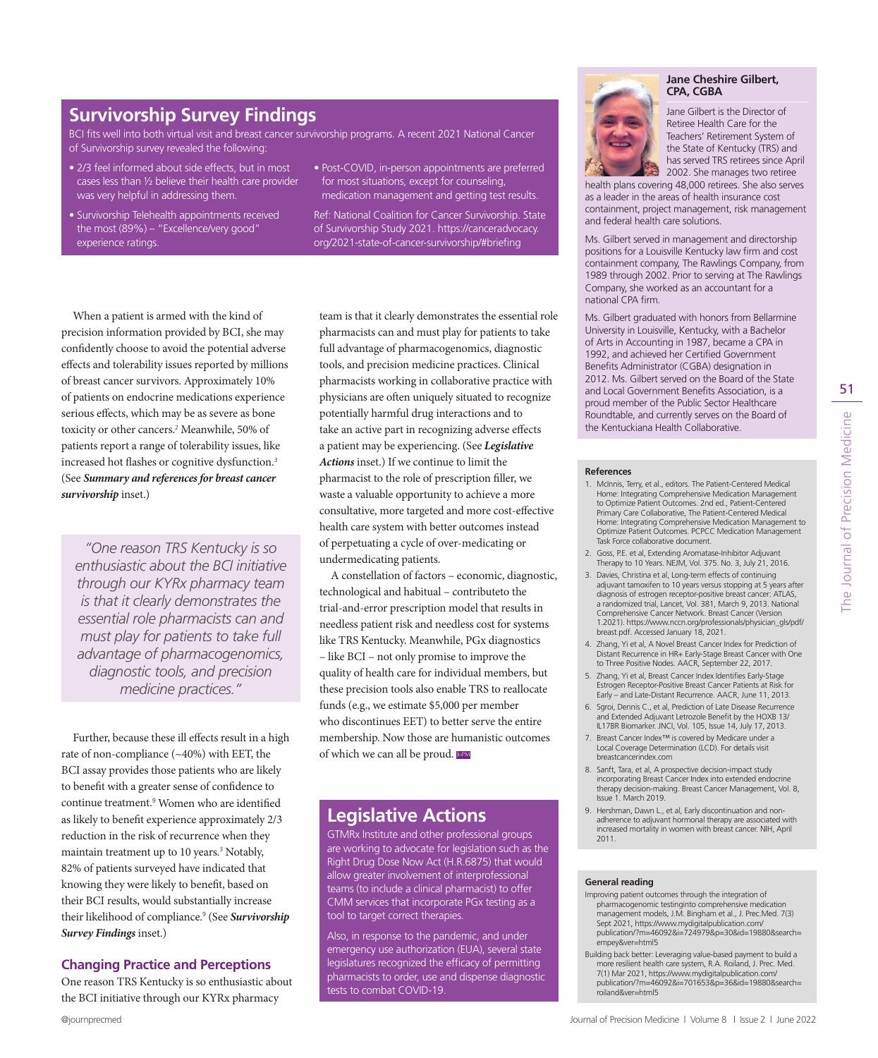## Survivorship Survey Findings

BCI fits well into both virtual visit and breast cancer survivorship programs. A recent 2021 National Cancer of Survivorship survey revealed the following:

- 2/3 feel informed about side effects, but in most cases less than ½ believe their health care provider was very helpful in addressing them.
- Survivorship Telehealth appointments received the most (89%) – "Excellence/very good" experience ratings.
- Post-COVID, in-person appointments are preferred for most situations, except for counseling, medication management and getting test results.

Ref: National Coalition for Cancer Survivorship. State of Survivorship Study 2021. https://canceradvocacy.org/2021-state-of-cancer-survivorship/#briefing

When a patient is armed with the kind of precision information provided by BCI, she may confidently choose to avoid the potential adverse effects and tolerability issues reported by millions of breast cancer survivors. Approximately 10% of patients on endocrine medications experience serious effects, which may be as severe as bone toxicity or other cancers.[2] Meanwhile, 50% of patients report a range of tolerability issues, like increased hot flashes or cognitive dysfunction.[3] (See ***Summary and references for breast cancer survivorship*** inset.)

> *"One reason TRS Kentucky is so enthusiastic about the BCI initiative through our KYRx pharmacy team is that it clearly demonstrates the essential role pharmacists can and must play for patients to take full advantage of pharmacogenomics, diagnostic tools, and precision medicine practices."*

Further, because these ill effects result in a high rate of non-compliance (~40%) with EET, the BCI assay provides those patients who are likely to benefit with a greater sense of confidence to continue treatment.[9] Women who are identified as likely to benefit experience approximately 2/3 reduction in the risk of recurrence when they maintain treatment up to 10 years.[3] Notably, 82% of patients surveyed have indicated that knowing they were likely to benefit, based on their BCI results, would substantially increase their likelihood of compliance.[9] (See ***Survivorship Survey Findings*** inset.)

### Changing Practice and Perceptions

One reason TRS Kentucky is so enthusiastic about the BCI initiative through our KYRx pharmacy team is that it clearly demonstrates the essential role pharmacists can and must play for patients to take full advantage of pharmacogenomics, diagnostic tools, and precision medicine practices. Clinical pharmacists working in collaborative practice with physicians are often uniquely situated to recognize potentially harmful drug interactions and to take an active part in recognizing adverse effects a patient may be experiencing. (See ***Legislative Actions*** inset.) If we continue to limit the pharmacist to the role of prescription filler, we waste a valuable opportunity to achieve a more consultative, more targeted and more cost-effective health care system with better outcomes instead of perpetuating a cycle of over-medicating or undermedicating patients.

A constellation of factors – economic, diagnostic, technological and habitual – contributeto the trial-and-error prescription model that results in needless patient risk and needless cost for systems like TRS Kentucky. Meanwhile, PGx diagnostics – like BCI – not only promise to improve the quality of health care for individual members, but these precision tools also enable TRS to reallocate funds (e.g., we estimate $5,000 per member who discontinues EET) to better serve the entire membership. Now those are humanistic outcomes of which we can all be proud.

## Legislative Actions

GTMRx Institute and other professional groups are working to advocate for legislation such as the Right Drug Dose Now Act (H.R.6875) that would allow greater involvement of interprofessional teams (to include a clinical pharmacist) to offer CMM services that incorporate PGx testing as a tool to target correct therapies.

Also, in response to the pandemic, and under emergency use authorization (EUA), several state legislatures recognized the efficacy of permitting pharmacists to order, use and dispense diagnostic tests to combat COVID-19.

**Jane Cheshire Gilbert, CPA, CGBA**

Jane Gilbert is the Director of Retiree Health Care for the Teachers' Retirement System of the State of Kentucky (TRS) and has served TRS retirees since April 2002. She manages two retiree health plans covering 48,000 retirees. She also serves as a leader in the areas of health insurance cost containment, project management, risk management and federal health care solutions.

Ms. Gilbert served in management and directorship positions for a Louisville Kentucky law firm and cost containment company, The Rawlings Company, from 1989 through 2002. Prior to serving at The Rawlings Company, she worked as an accountant for a national CPA firm.

Ms. Gilbert graduated with honors from Bellarmine University in Louisville, Kentucky, with a Bachelor of Arts in Accounting in 1987, became a CPA in 1992, and achieved her Certified Government Benefits Administrator (CGBA) designation in 2012. Ms. Gilbert served on the Board of the State and Local Government Benefits Association, is a proud member of the Public Sector Healthcare Roundtable, and currently serves on the Board of the Kentuckiana Health Collaborative.

### References

1. McInnis, Terry, et al., editors. The Patient-Centered Medical Home: Integrating Comprehensive Medication Management to Optimize Patient Outcomes. 2nd ed., Patient-Centered Primary Care Collaborative, The Patient-Centered Medical Home: Integrating Comprehensive Medication Management to Optimize Patient Outcomes. PCPCC Medication Management Task Force collaborative document.
2. Goss, P.E. et al, Extending Aromatase-Inhibitor Adjuvant Therapy to 10 Years. NEJM, Vol. 375. No. 3, July 21, 2016.
3. Davies, Christina et al, Long-term effects of continuing adjuvant tamoxifen to 10 years versus stopping at 5 years after diagnosis of estrogen receptor-positive breast cancer: ATLAS, a randomized trial, Lancet, Vol. 381, March 9, 2013. National Comprehensive Cancer Network. Breast Cancer (Version 1.2021). https://www.nccn.org/professionals/physician_gls/pdf/breast.pdf. Accessed January 18, 2021.
4. Zhang, Yi et al, A Novel Breast Cancer Index for Prediction of Distant Recurrence in HR+ Early-Stage Breast Cancer with One to Three Positive Nodes. AACR, September 22, 2017.
5. Zhang, Yi et al, Breast Cancer Index Identifies Early-Stage Estrogen Receptor-Positive Breast Cancer Patients at Risk for Early – and Late-Distant Recurrence. AACR, June 11, 2013.
6. Sgroi, Dennis C., et al, Prediction of Late Disease Recurrence and Extended Adjuvant Letrozole Benefit by the HOXB 13/ IL17BR Biomarker. JNCI, Vol. 105, Issue 14, July 17, 2013.
7. Breast Cancer Index™ is covered by Medicare under a Local Coverage Determination (LCD). For details visit breastcancerindex.com
8. Sanft, Tara, et al, A prospective decision-impact study incorporating Breast Cancer Index into extended endocrine therapy decision-making. Breast Cancer Management, Vol. 8, Issue 1. March 2019.
9. Hershman, Dawn L., et al, Early discontinuation and non-adherence to adjuvant hormonal therapy are associated with increased mortality in women with breast cancer. NIH, April 2011.

### General reading

Improving patient outcomes through the integration of pharmacogenomic testinginto comprehensive medication management models, J.M. Bingham et al., J. Prec.Med. 7(3) Sept 2021, https://www.mydigitalpublication.com/publication/?m=46092&i=724979&p=30&id=19880&search=empey&ver=html5

Building back better: Leveraging value-based payment to build a more resilient health care system, R.A. Roiland, J. Prec. Med. 7(1) Mar 2021, https://www.mydigitalpublication.com/publication/?m=46092&i=701653&p=36&id=19880&search=roiland&ver=html5